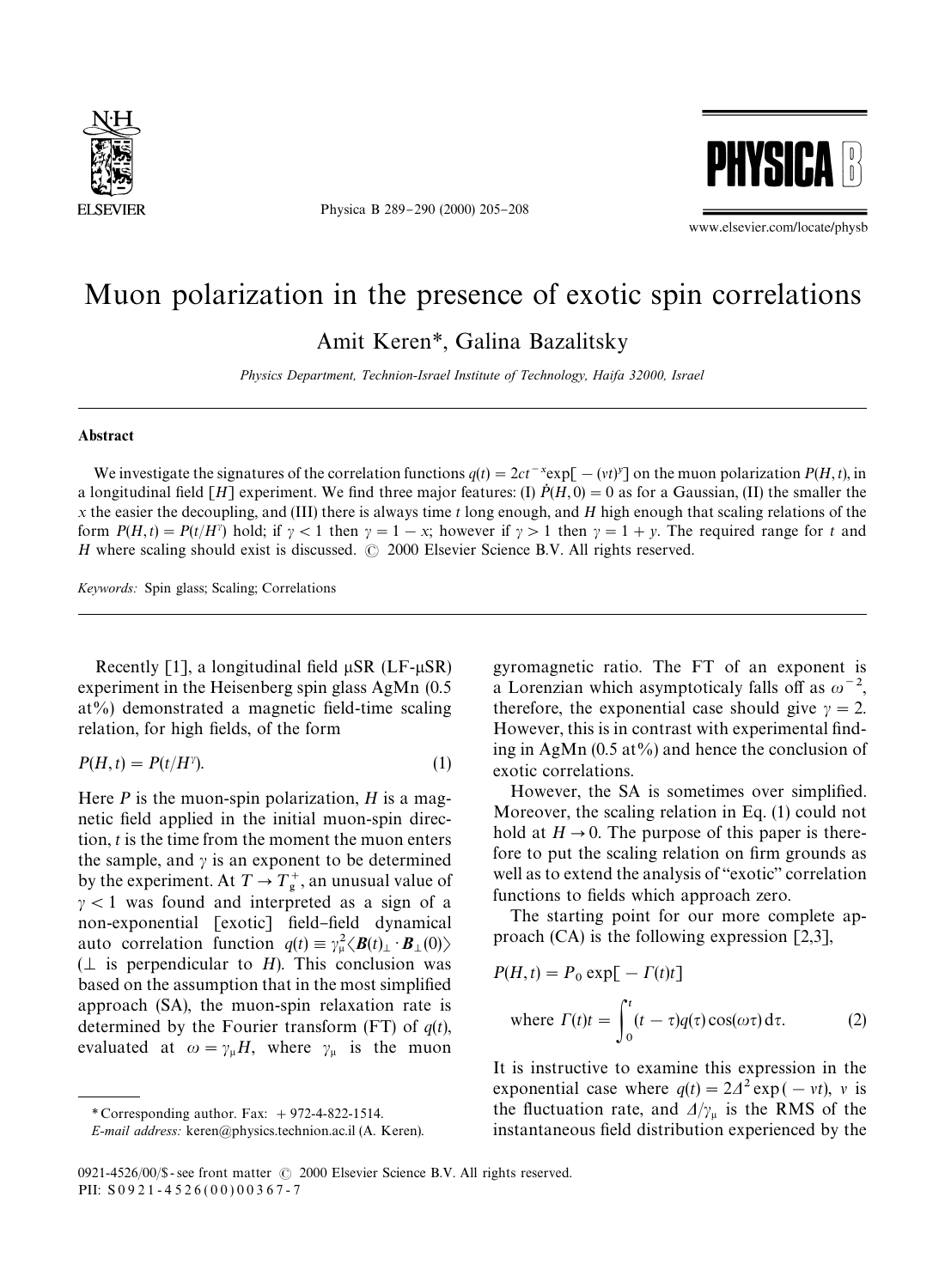# Muon polarization in the presence of exotic spin correlations

Amit Keren*, Galina Bazalitsky

*Physics Department, Technion-Israel Institute of Technology, Haifa 32000, Israel*

## Abstract

We investigate the signatures of the correlation functions $q(t) = 2ct^{-x}\exp[-(\nu t)^y]$ on the muon polarization $P(H,t)$, in a longitudinal field [$H$] experiment. We find three major features: (I) $\dot{P}(H,0) = 0$ as for a Gaussian, (II) the smaller the $x$ the easier the decoupling, and (III) there is always time $t$ long enough, and $H$ high enough that scaling relations of the form $P(H,t) = P(t/H^{\gamma})$ hold; if $\gamma < 1$ then $\gamma = 1 - x$; however if $\gamma > 1$ then $\gamma = 1 + y$. The required range for $t$ and $H$ where scaling should exist is discussed. © 2000 Elsevier Science B.V. All rights reserved.

*Keywords:* Spin glass; Scaling; Correlations

Recently [1], a longitudinal field μSR (LF-μSR) experiment in the Heisenberg spin glass AgMn (0.5 at%) demonstrated a magnetic field-time scaling relation, for high fields, of the form

$$P(H,t) = P(t/H^{\gamma}). \tag{1}$$

Here $P$ is the muon-spin polarization, $H$ is a magnetic field applied in the initial muon-spin direction, $t$ is the time from the moment the muon enters the sample, and $\gamma$ is an exponent to be determined by the experiment. At $T \to T_g^+$, an unusual value of $\gamma < 1$ was found and interpreted as a sign of a non-exponential [exotic] field–field dynamical auto correlation function $q(t) \equiv \gamma_\mu^2 \langle \boldsymbol{B}(t)_\perp \cdot \boldsymbol{B}_\perp(0) \rangle$ ($\perp$ is perpendicular to $H$). This conclusion was based on the assumption that in the most simplified approach (SA), the muon-spin relaxation rate is determined by the Fourier transform (FT) of $q(t)$, evaluated at $\omega = \gamma_\mu H$, where $\gamma_\mu$ is the muon gyromagnetic ratio. The FT of an exponent is a Lorenzian which asymptoticaly falls off as $\omega^{-2}$, therefore, the exponential case should give $\gamma = 2$. However, this is in contrast with experimental finding in AgMn (0.5 at%) and hence the conclusion of exotic correlations.

However, the SA is sometimes over simplified. Moreover, the scaling relation in Eq. (1) could not hold at $H \to 0$. The purpose of this paper is therefore to put the scaling relation on firm grounds as well as to extend the analysis of "exotic" correlation functions to fields which approach zero.

The starting point for our more complete approach (CA) is the following expression [2,3],

$$P(H,t) = P_0 \exp[-\Gamma(t)t]$$

$$\text{where } \Gamma(t)t = \int_0^t (t-\tau) q(\tau) \cos(\omega\tau)\, d\tau. \tag{2}$$

It is instructive to examine this expression in the exponential case where $q(t) = 2\Delta^2 \exp(-\nu t)$, $\nu$ is the fluctuation rate, and $\Delta/\gamma_\mu$ is the RMS of the instantaneous field distribution experienced by the

\* Corresponding author. Fax: +972-4-822-1514.

*E-mail address:* keren@physics.technion.ac.il (A. Keren).

0921-4526/00/$ - see front matter © 2000 Elsevier Science B.V. All rights reserved.
PII: S0921-4526(00)00367-7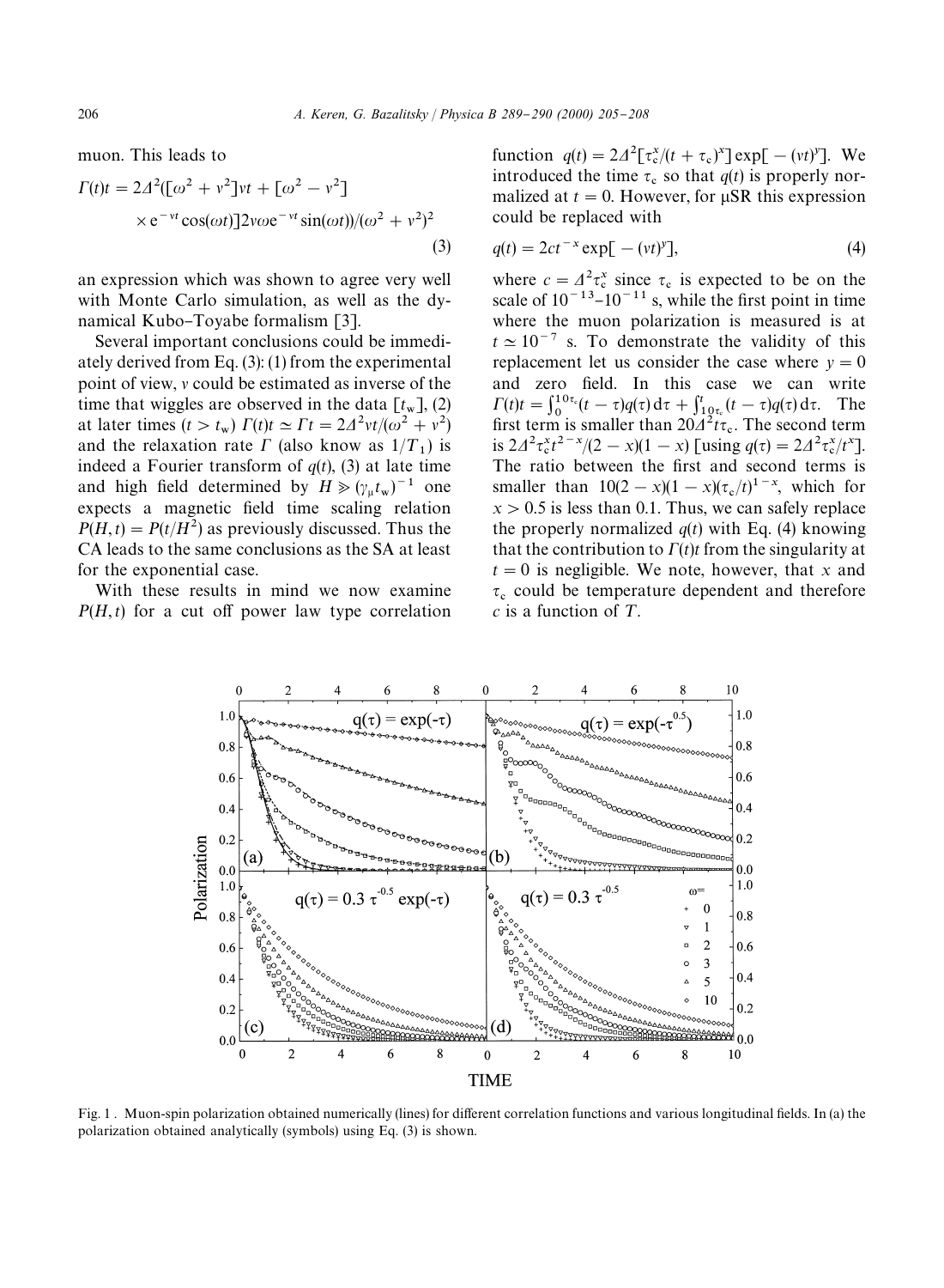muon. This leads to

$$\Gamma(t)t = 2\Delta^2([\omega^2 + \nu^2]\nu t + [\omega^2 - \nu^2] \times e^{-\nu t}\cos(\omega t)]2\nu\omega e^{-\nu t}\sin(\omega t))/(\omega^2 + \nu^2)^2 \tag{3}$$

an expression which was shown to agree very well with Monte Carlo simulation, as well as the dynamical Kubo–Toyabe formalism [3].

Several important conclusions could be immediately derived from Eq. (3): (1) from the experimental point of view, $\nu$ could be estimated as inverse of the time that wiggles are observed in the data [$t_w$], (2) at later times ($t > t_w$) $\Gamma(t)t \simeq \Gamma t = 2\Delta^2\nu t/(\omega^2 + \nu^2)$ and the relaxation rate $\Gamma$ (also know as $1/T_1$) is indeed a Fourier transform of $q(t)$, (3) at late time and high field determined by $H \gg (\gamma_\mu t_w)^{-1}$ one expects a magnetic field time scaling relation $P(H,t) = P(t/H^2)$ as previously discussed. Thus the CA leads to the same conclusions as the SA at least for the exponential case.

With these results in mind we now examine $P(H,t)$ for a cut off power law type correlation function $q(t) = 2\Delta^2[\tau_c^x/(t+\tau_c)^x]\exp[-(\nu t)^y]$. We introduced the time $\tau_c$ so that $q(t)$ is properly normalized at $t = 0$. However, for μSR this expression could be replaced with

$$q(t) = 2ct^{-x}\exp[-(\nu t)^y], \tag{4}$$

where $c = \Delta^2\tau_c^x$ since $\tau_c$ is expected to be on the scale of $10^{-13}$–$10^{-11}$ s, while the first point in time where the muon polarization is measured is at $t \simeq 10^{-7}$ s. To demonstrate the validity of this replacement let us consider the case where $y = 0$ and zero field. In this case we can write $\Gamma(t)t = \int_0^{10\tau_c}(t-\tau)q(\tau)\,d\tau + \int_{10\tau_c}^{t}(t-\tau)q(\tau)\,d\tau$. The first term is smaller than $20\Delta^2 t\tau_c$. The second term is $2\Delta^2\tau_c^x t^{2-x}/(2-x)(1-x)$ [using $q(\tau) = 2\Delta^2\tau_c^x/t^x$]. The ratio between the first and second terms is smaller than $10(2-x)(1-x)(\tau_c/t)^{1-x}$, which for $x > 0.5$ is less than 0.1. Thus, we can safely replace the properly normalized $q(t)$ with Eq. (4) knowing that the contribution to $\Gamma(t)t$ from the singularity at $t = 0$ is negligible. We note, however, that $x$ and $\tau_c$ could be temperature dependent and therefore $c$ is a function of $T$.

Fig. 1 . Muon-spin polarization obtained numerically (lines) for different correlation functions and various longitudinal fields. In (a) the polarization obtained analytically (symbols) using Eq. (3) is shown.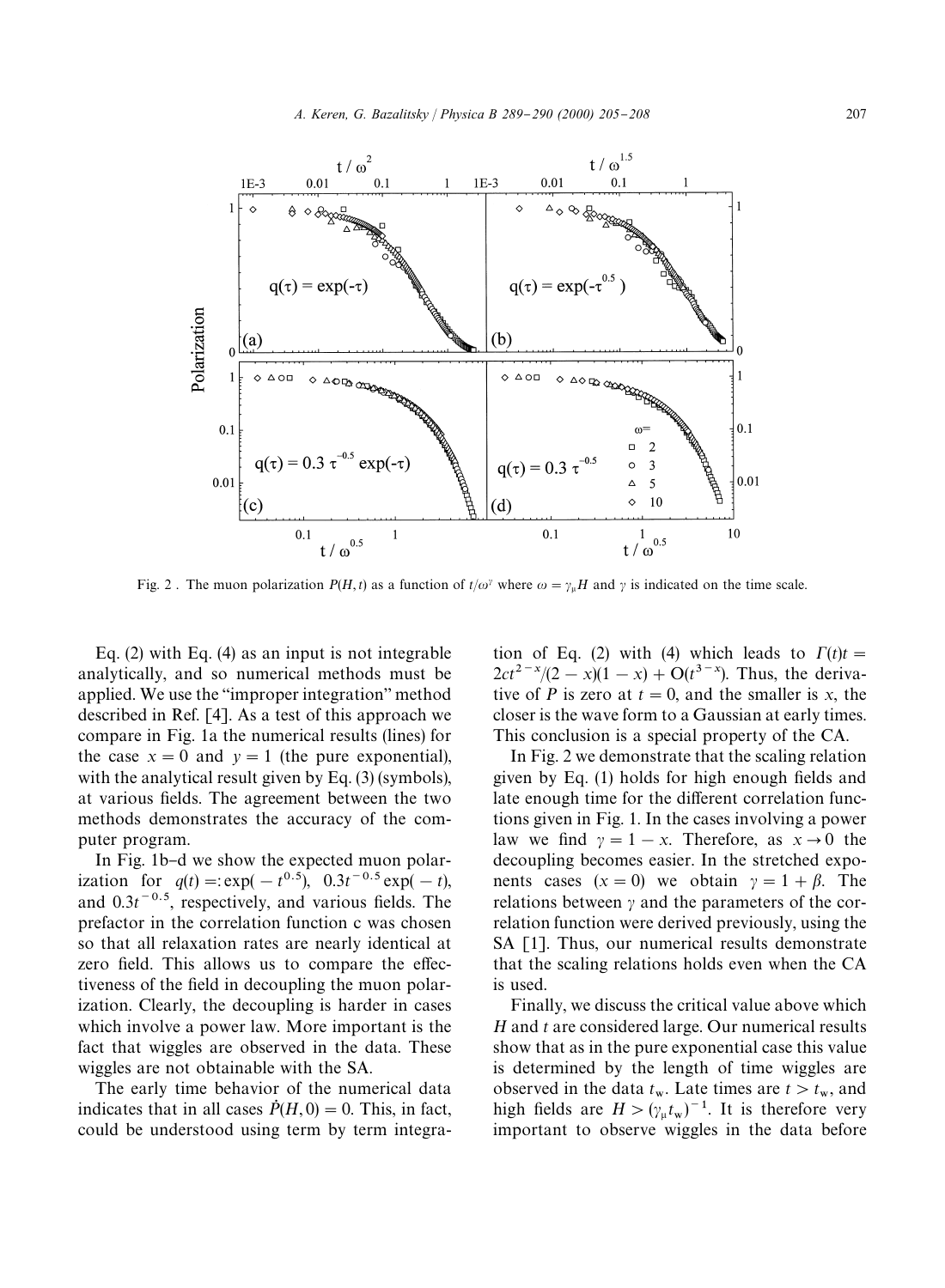Fig. 2 . The muon polarization $P(H, t)$ as a function of $t/\omega^{\gamma}$ where $\omega = \gamma_{\mu} H$ and $\gamma$ is indicated on the time scale.

Eq. (2) with Eq. (4) as an input is not integrable analytically, and so numerical methods must be applied. We use the "improper integration" method described in Ref. [4]. As a test of this approach we compare in Fig. 1a the numerical results (lines) for the case $x = 0$ and $y = 1$ (the pure exponential), with the analytical result given by Eq. (3) (symbols), at various fields. The agreement between the two methods demonstrates the accuracy of the computer program.

In Fig. 1b–d we show the expected muon polarization for $q(t) =: \exp(-t^{0.5})$, $0.3t^{-0.5}\exp(-t)$, and $0.3t^{-0.5}$, respectively, and various fields. The prefactor in the correlation function c was chosen so that all relaxation rates are nearly identical at zero field. This allows us to compare the effectiveness of the field in decoupling the muon polarization. Clearly, the decoupling is harder in cases which involve a power law. More important is the fact that wiggles are observed in the data. These wiggles are not obtainable with the SA.

The early time behavior of the numerical data indicates that in all cases $\dot{P}(H, 0) = 0$. This, in fact, could be understood using term by term integration of Eq. (2) with (4) which leads to $\Gamma(t)t = 2ct^{2-x}/(2-x)(1-x) + O(t^{3-x})$. Thus, the derivative of $P$ is zero at $t = 0$, and the smaller is $x$, the closer is the wave form to a Gaussian at early times. This conclusion is a special property of the CA.

In Fig. 2 we demonstrate that the scaling relation given by Eq. (1) holds for high enough fields and late enough time for the different correlation functions given in Fig. 1. In the cases involving a power law we find $\gamma = 1 - x$. Therefore, as $x \to 0$ the decoupling becomes easier. In the stretched exponents cases $(x = 0)$ we obtain $\gamma = 1 + \beta$. The relations between $\gamma$ and the parameters of the correlation function were derived previously, using the SA [1]. Thus, our numerical results demonstrate that the scaling relations holds even when the CA is used.

Finally, we discuss the critical value above which $H$ and $t$ are considered large. Our numerical results show that as in the pure exponential case this value is determined by the length of time wiggles are observed in the data $t_{\mathrm{w}}$. Late times are $t > t_{\mathrm{w}}$, and high fields are $H > (\gamma_{\mu} t_{\mathrm{w}})^{-1}$. It is therefore very important to observe wiggles in the data before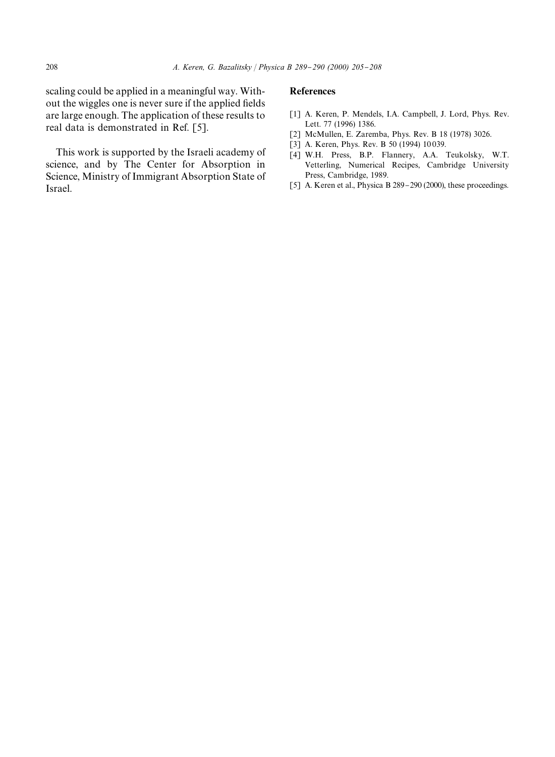scaling could be applied in a meaningful way. Without the wiggles one is never sure if the applied fields are large enough. The application of these results to real data is demonstrated in Ref. [5].

This work is supported by the Israeli academy of science, and by The Center for Absorption in Science, Ministry of Immigrant Absorption State of Israel.

## References

[1] A. Keren, P. Mendels, I.A. Campbell, J. Lord, Phys. Rev. Lett. 77 (1996) 1386.

[2] McMullen, E. Zaremba, Phys. Rev. B 18 (1978) 3026.

[3] A. Keren, Phys. Rev. B 50 (1994) 10 039.

[4] W.H. Press, B.P. Flannery, A.A. Teukolsky, W.T. Vetterling, Numerical Recipes, Cambridge University Press, Cambridge, 1989.

[5] A. Keren et al., Physica B 289–290 (2000), these proceedings.